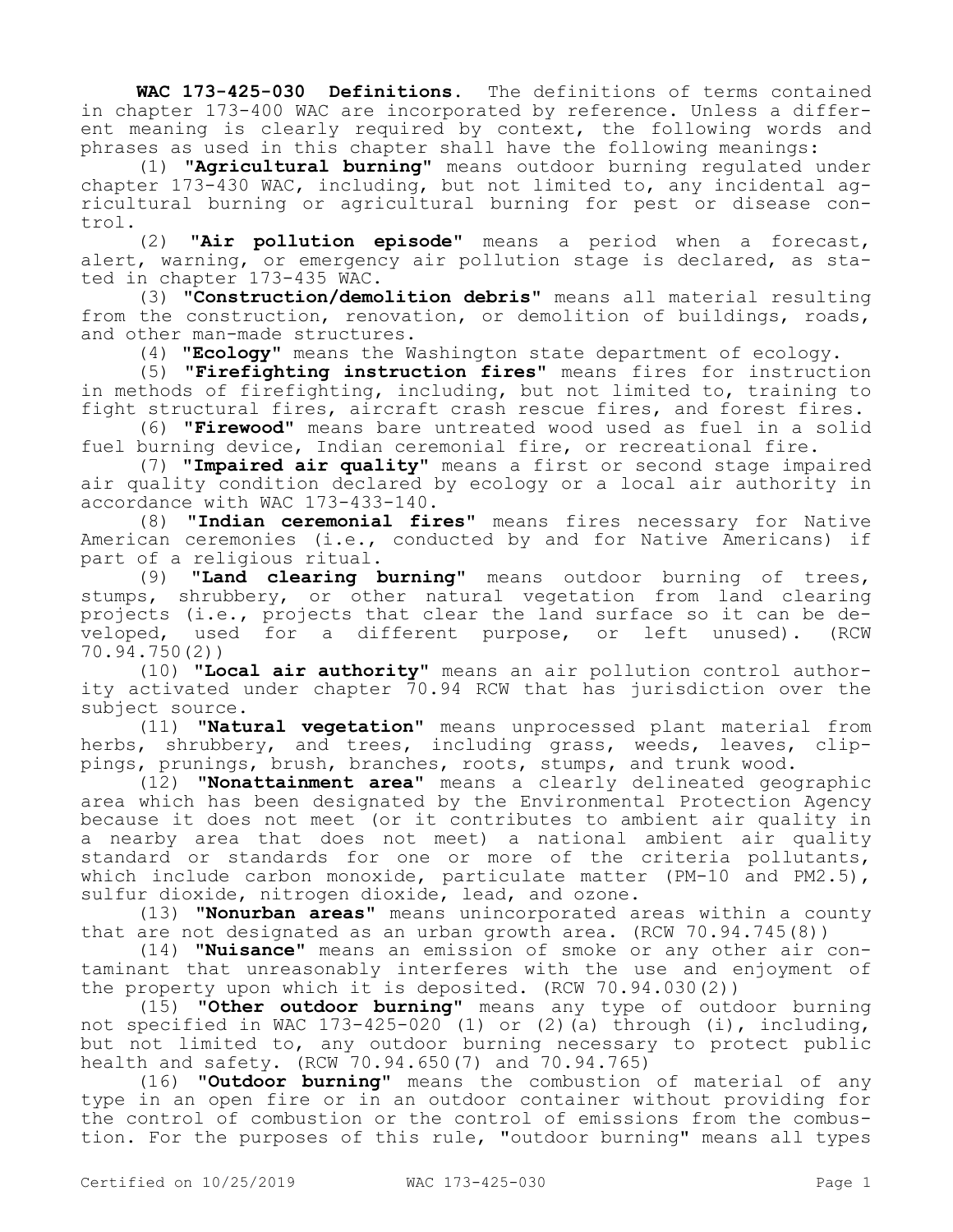**WAC 173-425-030 Definitions.** The definitions of terms contained in chapter 173-400 WAC are incorporated by reference. Unless a different meaning is clearly required by context, the following words and phrases as used in this chapter shall have the following meanings:

(1) "**Agricultural burning**" means outdoor burning regulated under chapter 173-430 WAC, including, but not limited to, any incidental agricultural burning or agricultural burning for pest or disease control.

(2) "**Air pollution episode**" means a period when a forecast, alert, warning, or emergency air pollution stage is declared, as stated in chapter 173-435 WAC.

(3) "**Construction/demolition debris**" means all material resulting from the construction, renovation, or demolition of buildings, roads, and other man-made structures.

(4) "**Ecology**" means the Washington state department of ecology.

(5) "**Firefighting instruction fires**" means fires for instruction in methods of firefighting, including, but not limited to, training to fight structural fires, aircraft crash rescue fires, and forest fires.

(6) "**Firewood**" means bare untreated wood used as fuel in a solid fuel burning device, Indian ceremonial fire, or recreational fire.

(7) "**Impaired air quality**" means a first or second stage impaired air quality condition declared by ecology or a local air authority in accordance with WAC 173-433-140.

(8) "**Indian ceremonial fires**" means fires necessary for Native American ceremonies (i.e., conducted by and for Native Americans) if part of a religious ritual.

(9) "**Land clearing burning**" means outdoor burning of trees, stumps, shrubbery, or other natural vegetation from land clearing projects (i.e., projects that clear the land surface so it can be developed, used for a different purpose, or left unused). (RCW 70.94.750(2))

(10) "**Local air authority**" means an air pollution control authority activated under chapter 70.94 RCW that has jurisdiction over the subject source.

(11) "**Natural vegetation**" means unprocessed plant material from herbs, shrubbery, and trees, including grass, weeds, leaves, clippings, prunings, brush, branches, roots, stumps, and trunk wood.

(12) "**Nonattainment area**" means a clearly delineated geographic area which has been designated by the Environmental Protection Agency because it does not meet (or it contributes to ambient air quality in a nearby area that does not meet) a national ambient air quality standard or standards for one or more of the criteria pollutants, which include carbon monoxide, particulate matter (PM-10 and PM2.5), sulfur dioxide, nitrogen dioxide, lead, and ozone.

(13) "**Nonurban areas**" means unincorporated areas within a county that are not designated as an urban growth area. (RCW 70.94.745(8))

(14) "**Nuisance**" means an emission of smoke or any other air contaminant that unreasonably interferes with the use and enjoyment of the property upon which it is deposited. (RCW 70.94.030(2))

(15) "**Other outdoor burning**" means any type of outdoor burning not specified in WAC 173-425-020 (1) or (2)(a) through (i), including, but not limited to, any outdoor burning necessary to protect public health and safety. (RCW 70.94.650(7) and 70.94.765)

(16) "**Outdoor burning**" means the combustion of material of any type in an open fire or in an outdoor container without providing for the control of combustion or the control of emissions from the combustion. For the purposes of this rule, "outdoor burning" means all types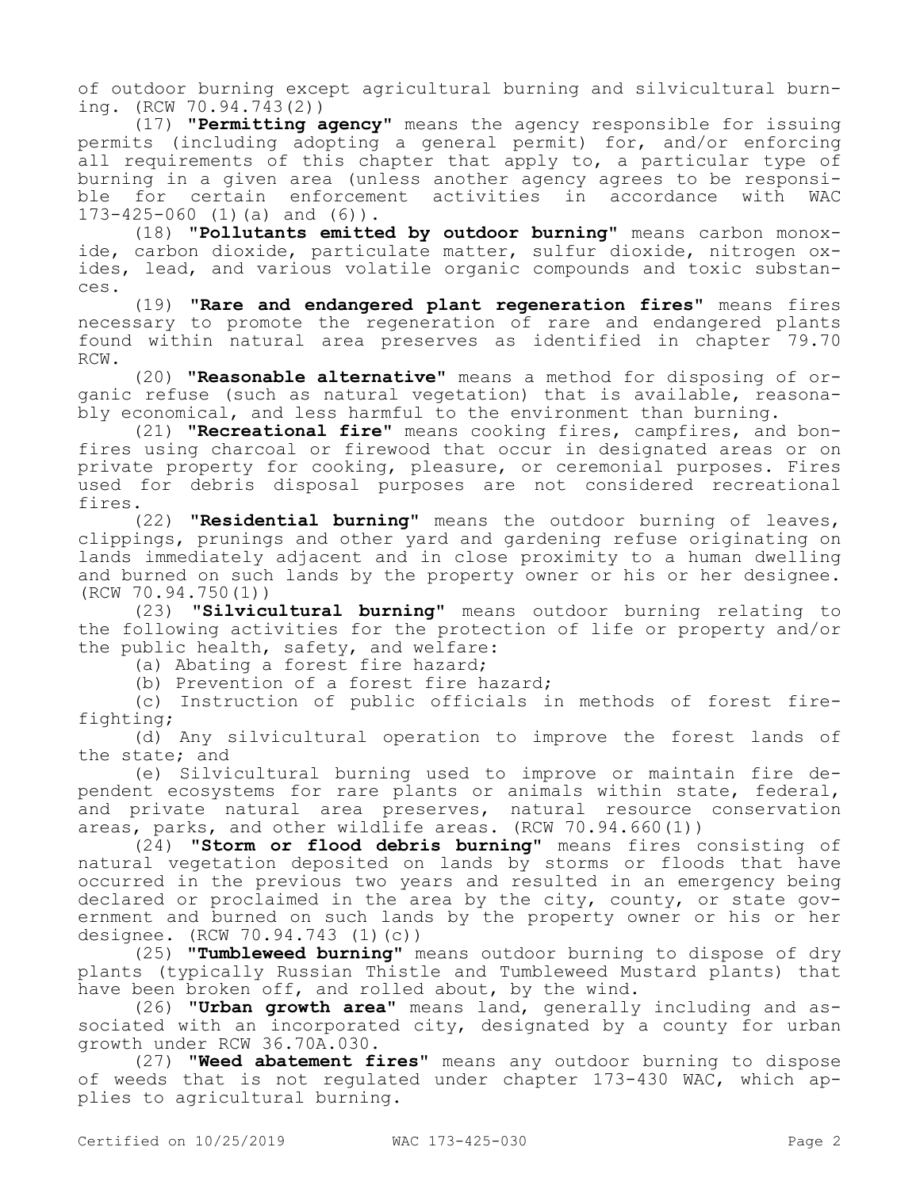of outdoor burning except agricultural burning and silvicultural burning. (RCW 70.94.743(2))

(17) **"Permitting agency"** means the agency responsible for issuing permits (including adopting a general permit) for, and/or enforcing all requirements of this chapter that apply to, a particular type of burning in a given area (unless another agency agrees to be responsible for certain enforcement activities in accordance with WAC 173-425-060 (1)(a) and (6)).

(18) **"Pollutants emitted by outdoor burning"** means carbon monoxide, carbon dioxide, particulate matter, sulfur dioxide, nitrogen oxides, lead, and various volatile organic compounds and toxic substances.

(19) **"Rare and endangered plant regeneration fires"** means fires necessary to promote the regeneration of rare and endangered plants found within natural area preserves as identified in chapter 79.70 RCW.

(20) **"Reasonable alternative"** means a method for disposing of organic refuse (such as natural vegetation) that is available, reasonably economical, and less harmful to the environment than burning.

(21) **"Recreational fire"** means cooking fires, campfires, and bonfires using charcoal or firewood that occur in designated areas or on private property for cooking, pleasure, or ceremonial purposes. Fires used for debris disposal purposes are not considered recreational fires.

(22) **"Residential burning"** means the outdoor burning of leaves, clippings, prunings and other yard and gardening refuse originating on lands immediately adjacent and in close proximity to a human dwelling and burned on such lands by the property owner or his or her designee. (RCW 70.94.750(1))

(23) **"Silvicultural burning"** means outdoor burning relating to the following activities for the protection of life or property and/or the public health, safety, and welfare:

(a) Abating a forest fire hazard;

(b) Prevention of a forest fire hazard;

(c) Instruction of public officials in methods of forest firefighting;

(d) Any silvicultural operation to improve the forest lands of the state; and

(e) Silvicultural burning used to improve or maintain fire dependent ecosystems for rare plants or animals within state, federal, and private natural area preserves, natural resource conservation areas, parks, and other wildlife areas. (RCW 70.94.660(1))

(24) **"Storm or flood debris burning"** means fires consisting of natural vegetation deposited on lands by storms or floods that have occurred in the previous two years and resulted in an emergency being declared or proclaimed in the area by the city, county, or state government and burned on such lands by the property owner or his or her designee. (RCW 70.94.743 (1)(c))

(25) **"Tumbleweed burning"** means outdoor burning to dispose of dry plants (typically Russian Thistle and Tumbleweed Mustard plants) that have been broken off, and rolled about, by the wind.

(26) **"Urban growth area"** means land, generally including and associated with an incorporated city, designated by a county for urban growth under RCW 36.70A.030.

(27) **"Weed abatement fires"** means any outdoor burning to dispose of weeds that is not regulated under chapter 173-430 WAC, which applies to agricultural burning.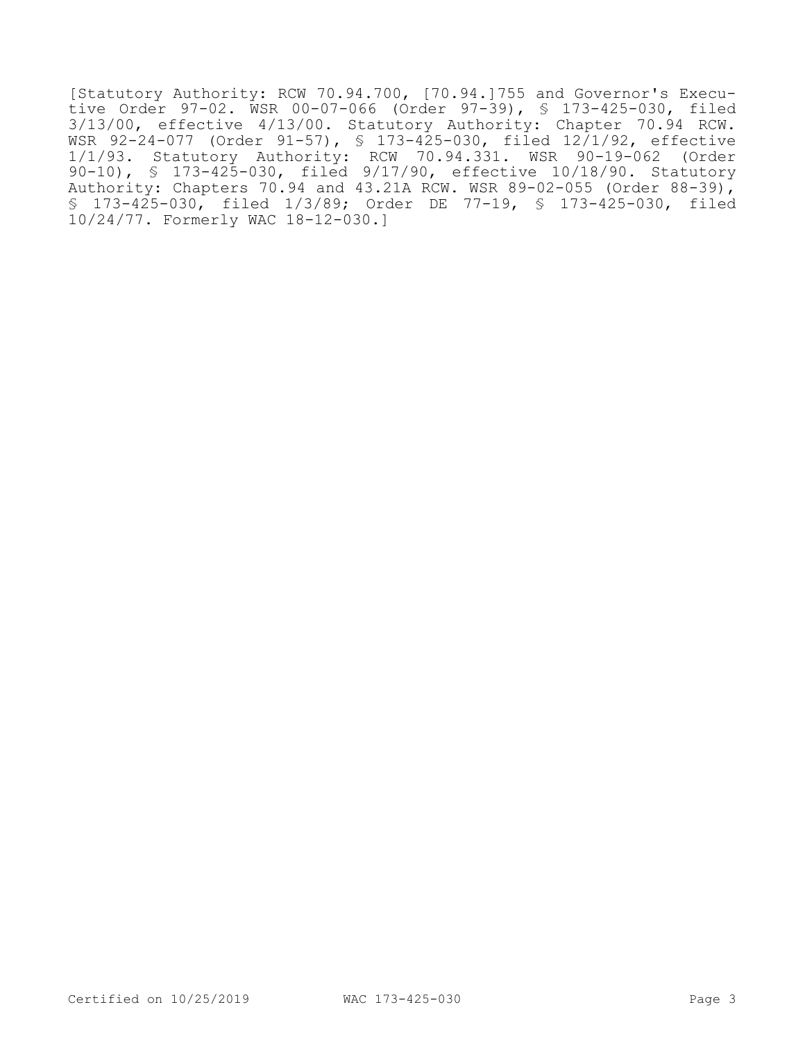[Statutory Authority: RCW 70.94.700, [70.94.]755 and Governor's Executive Order 97-02. WSR 00-07-066 (Order 97-39), § 173-425-030, filed 3/13/00, effective 4/13/00. Statutory Authority: Chapter 70.94 RCW. WSR 92-24-077 (Order 91-57), § 173-425-030, filed 12/1/92, effective 1/1/93. Statutory Authority: RCW 70.94.331. WSR 90-19-062 (Order 90-10), § 173-425-030, filed 9/17/90, effective 10/18/90. Statutory Authority: Chapters 70.94 and 43.21A RCW. WSR 89-02-055 (Order 88-39), § 173-425-030, filed 1/3/89; Order DE 77-19, § 173-425-030, filed 10/24/77. Formerly WAC 18-12-030.]